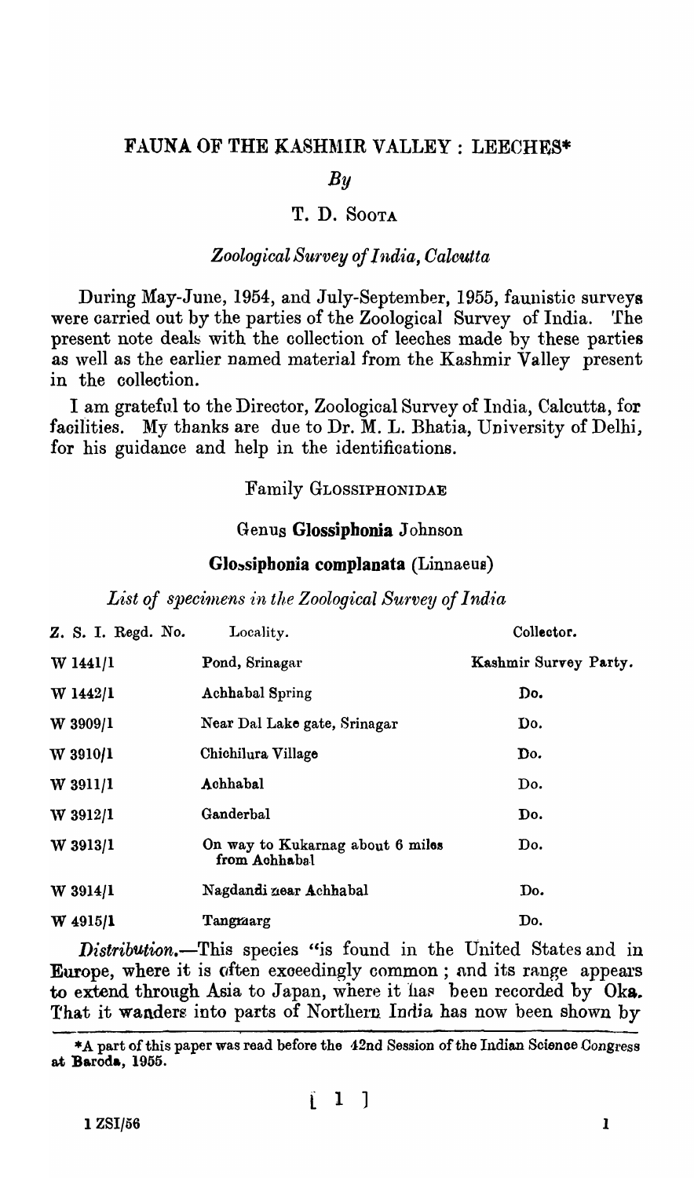# FAUNA OF THE KASHMIR VALLEY : LEECHES*

*By*

T. D. SOOTA

*Zoological Survey of India, Calcutta*

During May-June, 1954, and July-September, 1955, faunistic surveys were carried out by the parties of the Zoological Survey of India. The present note deals with the collection of leeches made by these parties as well as the earlier named material from the Kashmir Valley present in the collection.

I am grateful to the Director, Zoological Survey of India, Calcutta, for facilities. My thanks are due to Dr. M. L. Bhatia, University of Delhi, for his guidance and help in the identifications.

## Family GLOSSIPHONIDAE

### Genus **Glossiphonia** Johnson

#### **Glossiphonia complanata** (Linnaeus)

*List of specimens in the Zoological Survey of India*

| Z. S. I. Regd. No. | Locality. | Collector. |
|---|---|---|
| W 1441/1 | Pond, Srinagar | Kashmir Survey Party. |
| W 1442/1 | Achhabal Spring | Do. |
| W 3909/1 | Near Dal Lake gate, Srinagar | Do. |
| W 3910/1 | Chichilura Village | Do. |
| W 3911/1 | Achhabal | Do. |
| W 3912/1 | Ganderbal | Do. |
| W 3913/1 | On way to Kukarnag about 6 miles from Achhabal | Do. |
| W 3914/1 | Nagdandi near Achhabal | Do. |
| W 4915/1 | Tangmarg | Do. |

*Distribution.*—This species "is found in the United States and in Europe, where it is often exceedingly common ; and its range appears to extend through Asia to Japan, where it has been recorded by Oka. That it wanders into parts of Northern India has now been shown by

*A part of this paper was read before the 42nd Session of the Indian Science Congress at Baroda, 1955.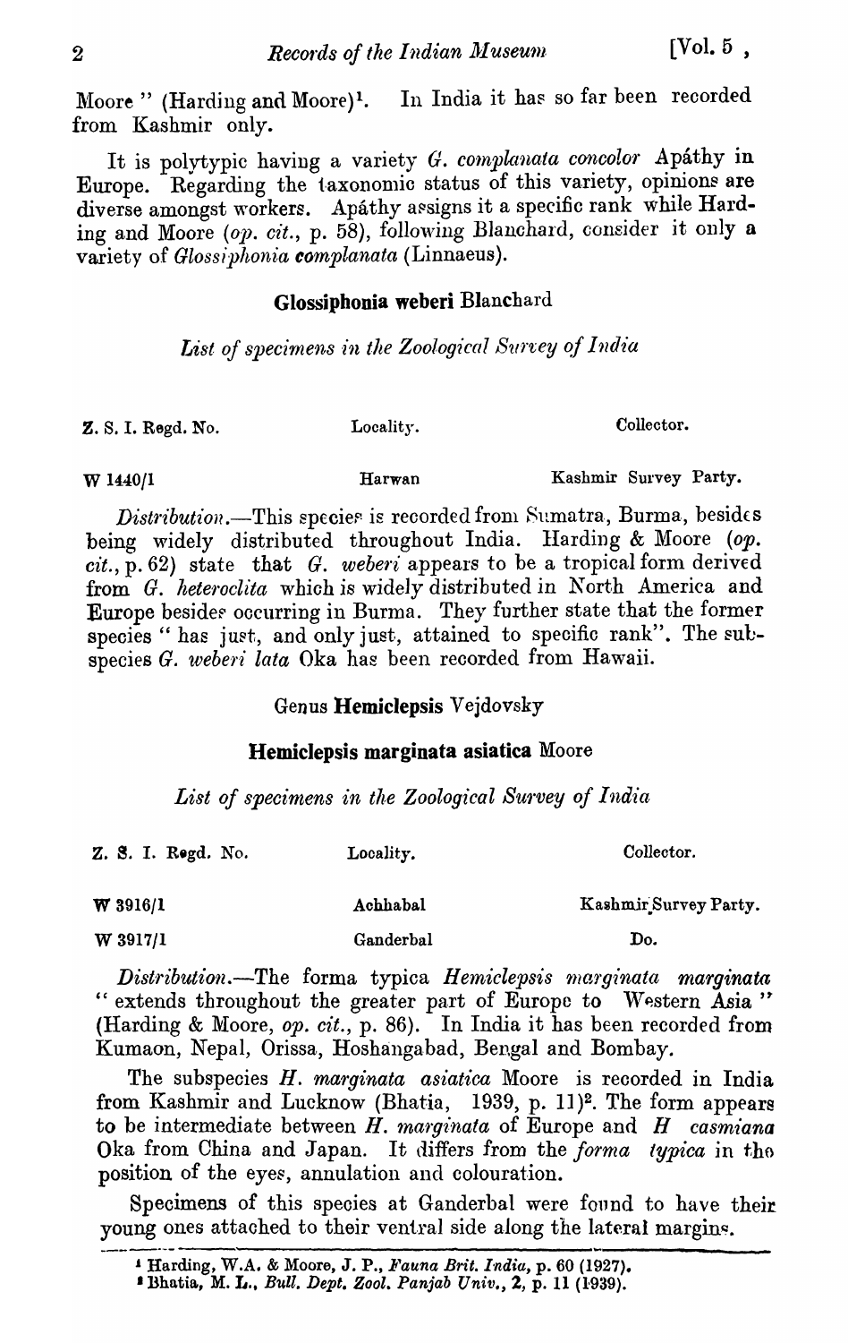Moore" (Harding and Moore)[1]. In India it has so far been recorded from Kashmir only.

It is polytypic having a variety *G. complanata concolor* Apáthy in Europe. Regarding the taxonomic status of this variety, opinions are diverse amongst workers. Apáthy assigns it a specific rank while Harding and Moore (*op. cit.*, p. 58), following Blanchard, consider it only a variety of *Glossiphonia complanata* (Linnaeus).

### Glossiphonia weberi Blanchard

*List of specimens in the Zoological Survey of India*

| Z. S. I. Regd. No. | Locality. | Collector. |
|---|---|---|
| W 1440/1 | Harwan | Kashmir Survey Party. |

*Distribution.*—This species is recorded from Sumatra, Burma, besides being widely distributed throughout India. Harding & Moore (*op. cit.*, p. 62) state that *G. weberi* appears to be a tropical form derived from *G. heteroclita* which is widely distributed in North America and Europe besides occurring in Burma. They further state that the former species " has just, and only just, attained to specific rank". The subspecies *G. weberi lata* Oka has been recorded from Hawaii.

## Genus Hemiclepsis Vejdovsky

### Hemiclepsis marginata asiatica Moore

*List of specimens in the Zoological Survey of India*

| Z. S. I. Regd. No. | Locality. | Collector. |
|---|---|---|
| W 3916/1 | Achhabal | Kashmir Survey Party. |
| W 3917/1 | Ganderbal | Do. |

*Distribution.*—The forma typica *Hemiclepsis marginata marginata* " extends throughout the greater part of Europe to Western Asia " (Harding & Moore, *op. cit.*, p. 86). In India it has been recorded from Kumaon, Nepal, Orissa, Hoshangabad, Bengal and Bombay.

The subspecies *H. marginata asiatica* Moore is recorded in India from Kashmir and Lucknow (Bhatia, 1939, p. 11)[2]. The form appears to be intermediate between *H. marginata* of Europe and *H casmiana* Oka from China and Japan. It differs from the *forma typica* in the position of the eyes, annulation and colouration.

Specimens of this species at Ganderbal were found to have their young ones attached to their ventral side along the lateral margins.

[1] Harding, W.A. & Moore, J. P., *Fauna Brit. India*, p. 60 (1927).

[2] Bhatia, M. L., *Bull. Dept. Zool. Panjab Univ.*, **2**, p. 11 (1939).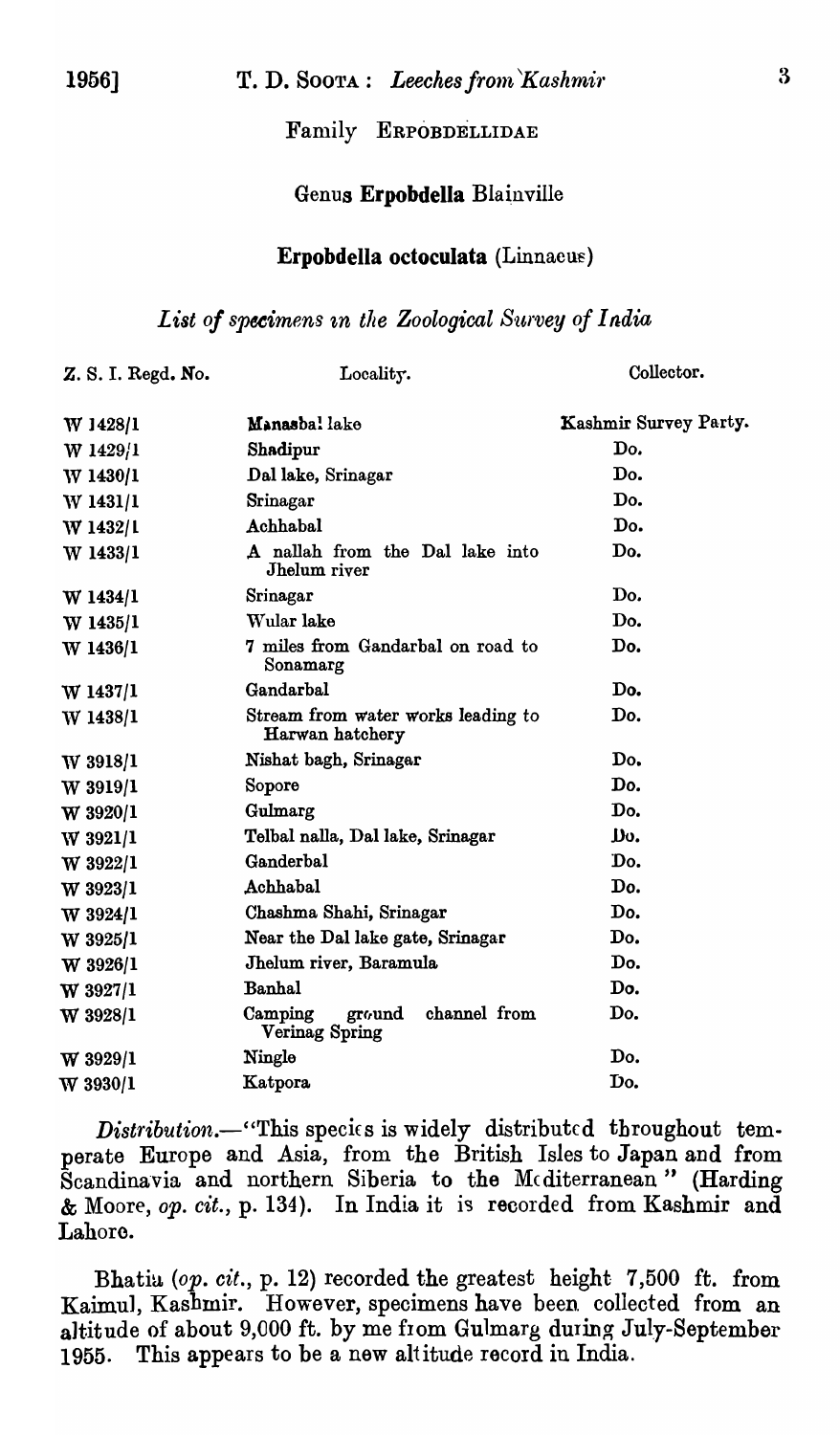## Family ERPOBDELLIDAE

### Genus **Erpobdella** Blainville

### **Erpobdella octoculata** (Linnaeus)

*List of specimens in the Zoological Survey of India*

| Z. S. I. Regd. No. | Locality. | Collector. |
|---|---|---|
| W 1428/1 | Manasbal lake | Kashmir Survey Party. |
| W 1429/1 | Shadipur | Do. |
| W 1430/1 | Dal lake, Srinagar | Do. |
| W 1431/1 | Srinagar | Do. |
| W 1432/1 | Achhabal | Do. |
| W 1433/1 | A nallah from the Dal lake into Jhelum river | Do. |
| W 1434/1 | Srinagar | Do. |
| W 1435/1 | Wular lake | Do. |
| W 1436/1 | 7 miles from Gandarbal on road to Sonamarg | Do. |
| W 1437/1 | Gandarbal | Do. |
| W 1438/1 | Stream from water works leading to Harwan hatchery | Do. |
| W 3918/1 | Nishat bagh, Srinagar | Do. |
| W 3919/1 | Sopore | Do. |
| W 3920/1 | Gulmarg | Do. |
| W 3921/1 | Telbal nalla, Dal lake, Srinagar | Do. |
| W 3922/1 | Ganderbal | Do. |
| W 3923/1 | Achhabal | Do. |
| W 3924/1 | Chashma Shahi, Srinagar | Do. |
| W 3925/1 | Near the Dal lake gate, Srinagar | Do. |
| W 3926/1 | Jhelum river, Baramula | Do. |
| W 3927/1 | Banhal | Do. |
| W 3928/1 | Camping ground channel from Verinag Spring | Do. |
| W 3929/1 | Ningle | Do. |
| W 3930/1 | Katpora | Do. |

*Distribution.*—"This species is widely distributed throughout temperate Europe and Asia, from the British Isles to Japan and from Scandinavia and northern Siberia to the Mediterranean" (Harding & Moore, *op. cit.*, p. 134). In India it is recorded from Kashmir and Lahore.

Bhatia (*op. cit.*, p. 12) recorded the greatest height 7,500 ft. from Kaimul, Kashmir. However, specimens have been collected from an altitude of about 9,000 ft. by me from Gulmarg during July-September 1955. This appears to be a new altitude record in India.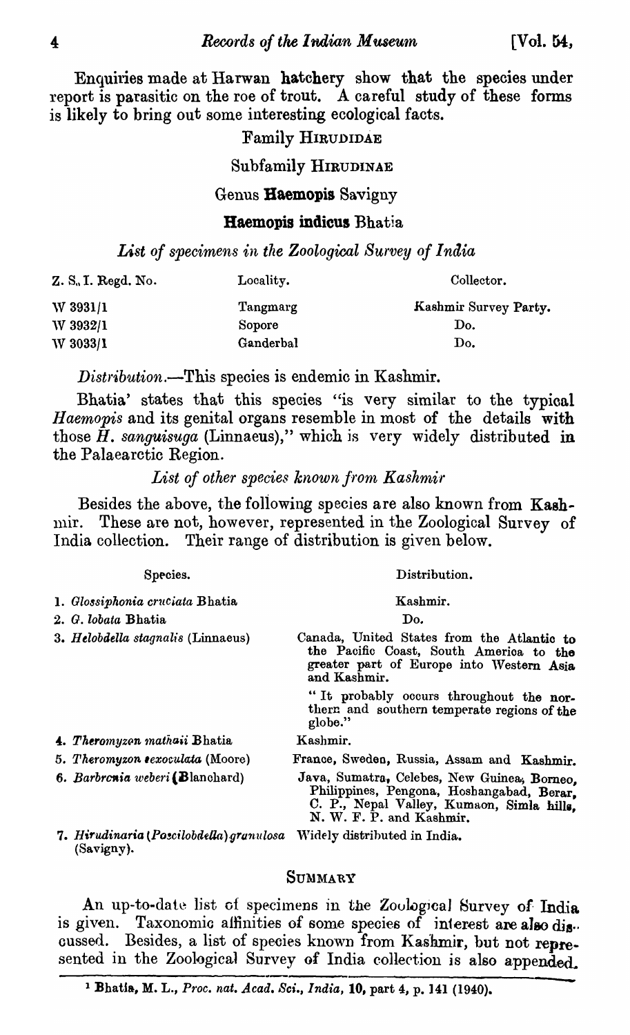Enquiries made at Harwan **hatchery** show **that** the species under report is parasitic on the roe of trout. A careful study of these forms is likely to bring out some interesting ecological facts.

### Family HIRUDIDAE

### Subfamily HIRUDINAE

### Genus **Haemopis** Savigny

### **Haemopis indicus** Bhatia

*List of specimens in the Zoological Survey of India*

| Z. S. I. Regd. No. | Locality. | Collector. |
|---|---|---|
| W 3931/1 | Tangmarg | Kashmir Survey Party. |
| W 3932/1 | Sopore | Do. |
| W 3033/1 | Ganderbal | Do. |

*Distribution.*—This species is endemic in Kashmir.

Bhatia[1] states that this species "is very similar to the typical *Haemopis* and its genital organs resemble in most of the details with those *H. sanguisuga* (Linnaeus)," which is very widely distributed in the Palaearctic Region.

*List of other species known from Kashmir*

Besides the above, the following species are also known from Kashmir. These are not, however, represented in the Zoological Survey of India collection. Their range of distribution is given below.

| Species. | Distribution. |
|---|---|
| 1. *Glossiphonia cruciata* Bhatia | Kashmir. |
| 2. *G. lobata* Bhatia | Do. |
| 3. *Helobdella stagnalis* (Linnaeus) | Canada, United States from the Atlantic to the Pacific Coast, South America to the greater part of Europe into Western Asia and Kashmir. "It probably occurs throughout the northern and southern temperate regions of the globe." |
| 4. *Theromyzon mathaii* Bhatia | Kashmir. |
| 5. *Theromyzon tessoculata* (Moore) | France, Sweden, Russia, Assam and Kashmir. |
| 6. *Barbronia weberi* (Blanchard) | Java, Sumatra, Celebes, New Guinea, Borneo, Philippines, Pengona, Hoshangabad, Berar, C. P., Nepal Valley, Kumaon, Simla hills, N. W. F. P. and Kashmir. |
| 7. *Hirudinaria* (*Poecilobdella*) *granulosa* (Savigny). | Widely distributed in India. |

## SUMMARY

An up-to-date list of specimens in the Zoological Survey of India is given. Taxonomic affinities of some species of interest are also discussed. Besides, a list of species known from Kashmir, but not represented in the Zoological Survey of India collection is also appended.

[1] Bhatia, M. L., *Proc. nat. Acad. Sci., India*, **10**, part 4, p. 141 (1940).